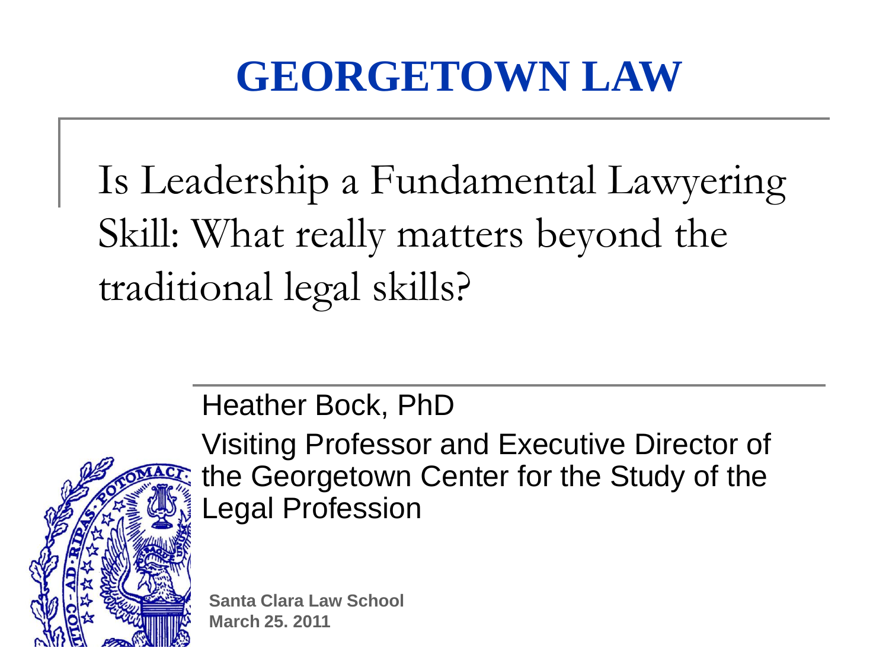# GEORGETOWN LAW

## Is Leadership a Fundamental Lawyering Skill: What really matters beyond the traditional legal skills?

Heather Bock, PhD

Visiting Professor and Executive Director of the Georgetown Center for the Study of the Legal Profession

**Santa Clara Law School**
**March 25. 2011**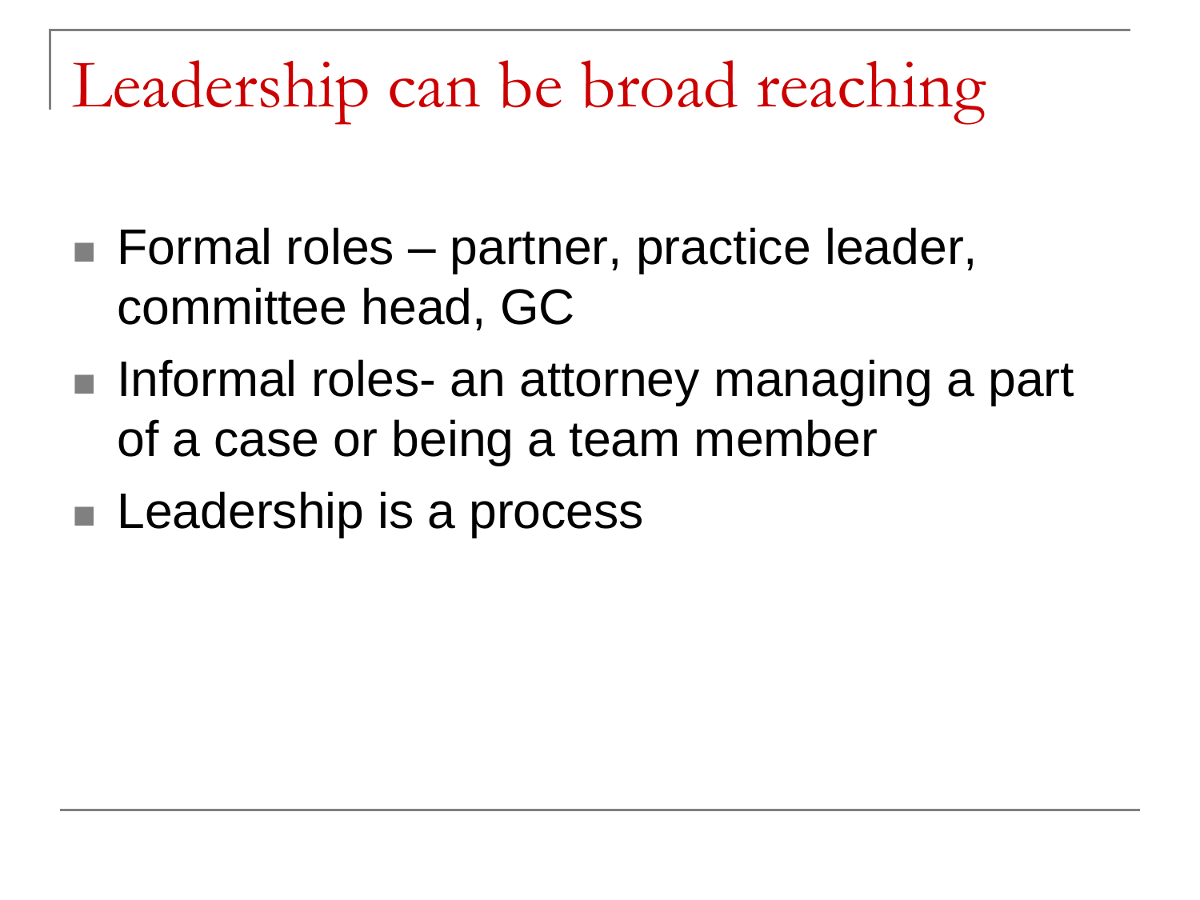# Leadership can be broad reaching

- Formal roles – partner, practice leader, committee head, GC
- Informal roles- an attorney managing a part of a case or being a team member
- Leadership is a process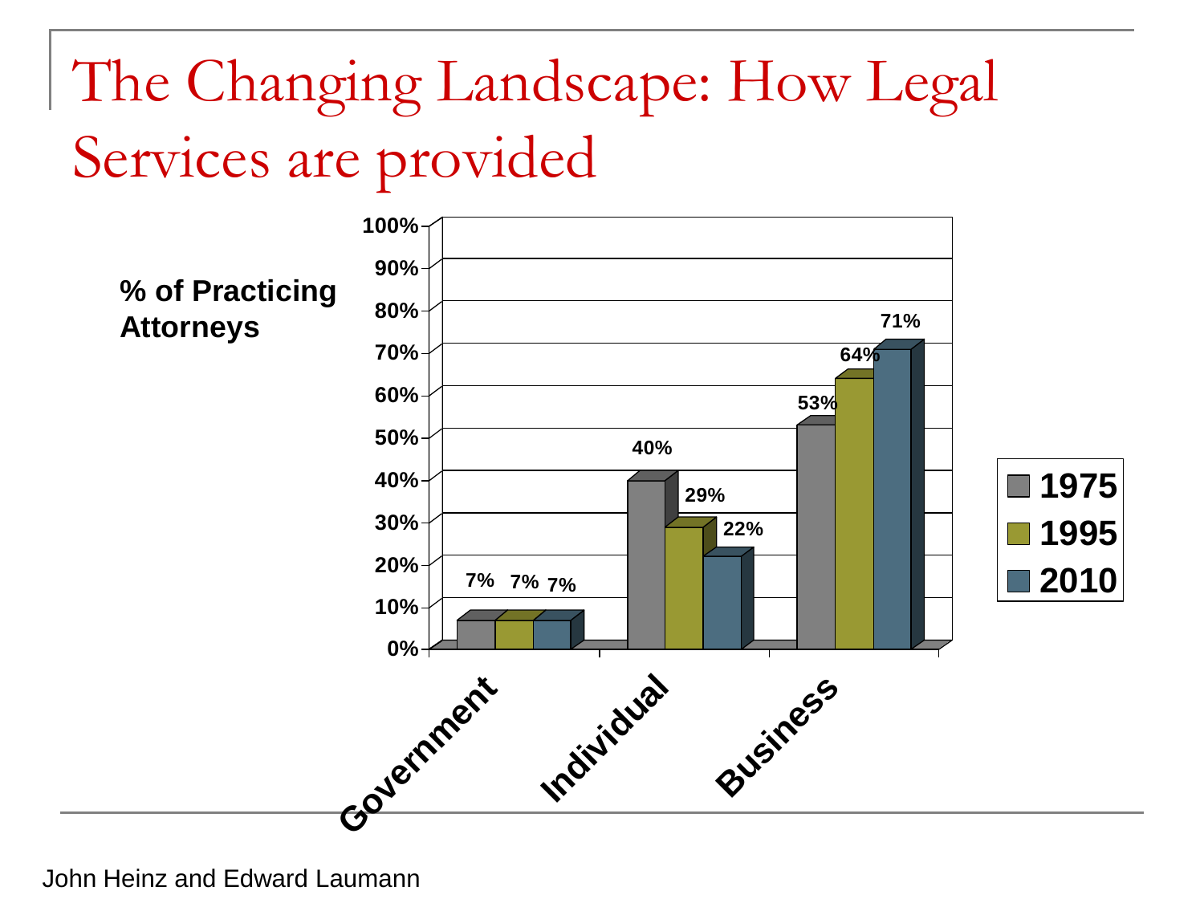# The Changing Landscape: How Legal Services are provided

% of Practicing Attorneys

| | 1975 | 1995 | 2010 |
|---|---|---|---|
| Government | 7% | 7% | 7% |
| Individual | 40% | 29% | 22% |
| Business | 53% | 64% | 71% |

John Heinz and Edward Laumann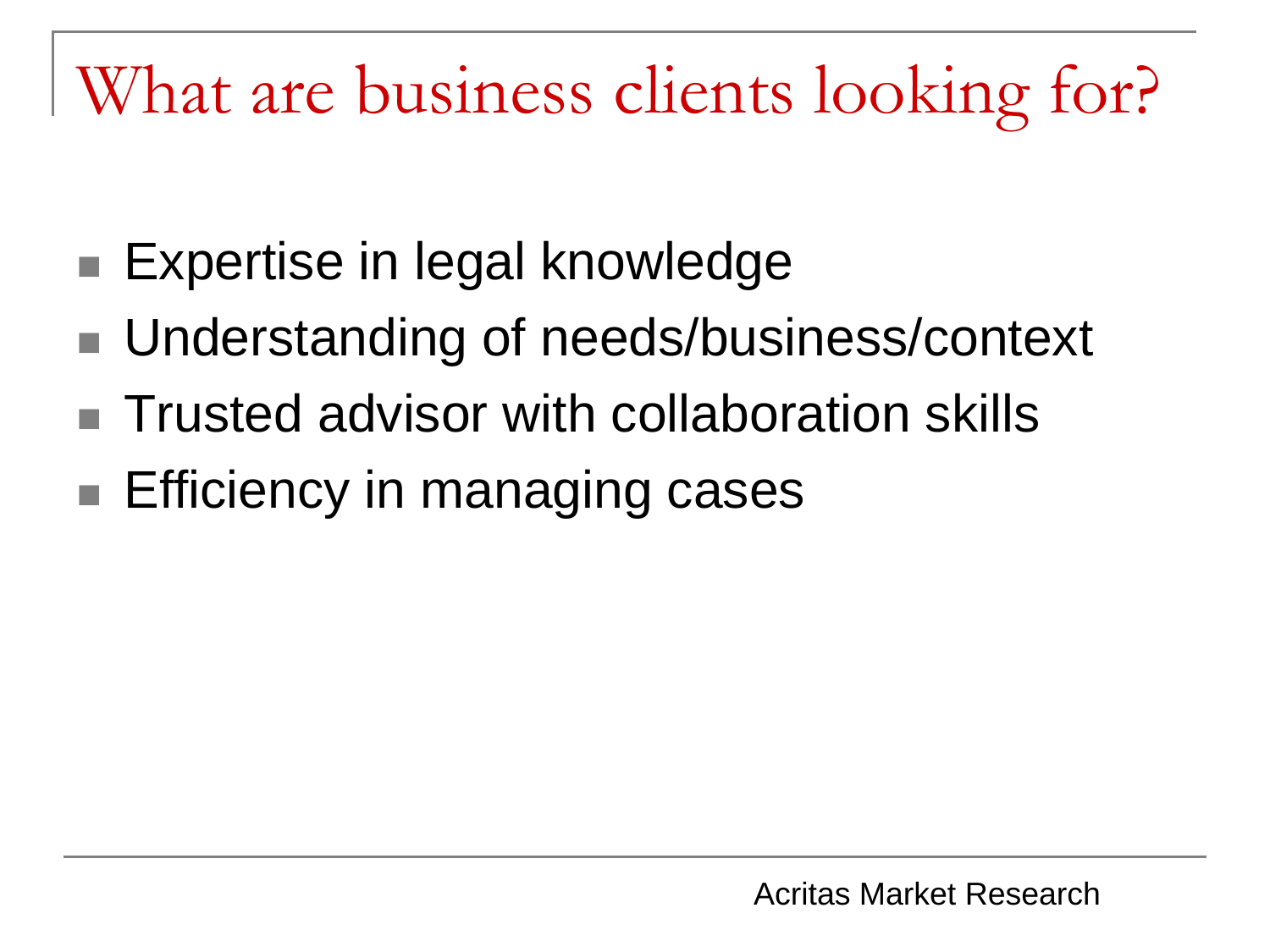# What are business clients looking for?

- Expertise in legal knowledge
- Understanding of needs/business/context
- Trusted advisor with collaboration skills
- Efficiency in managing cases

Acritas Market Research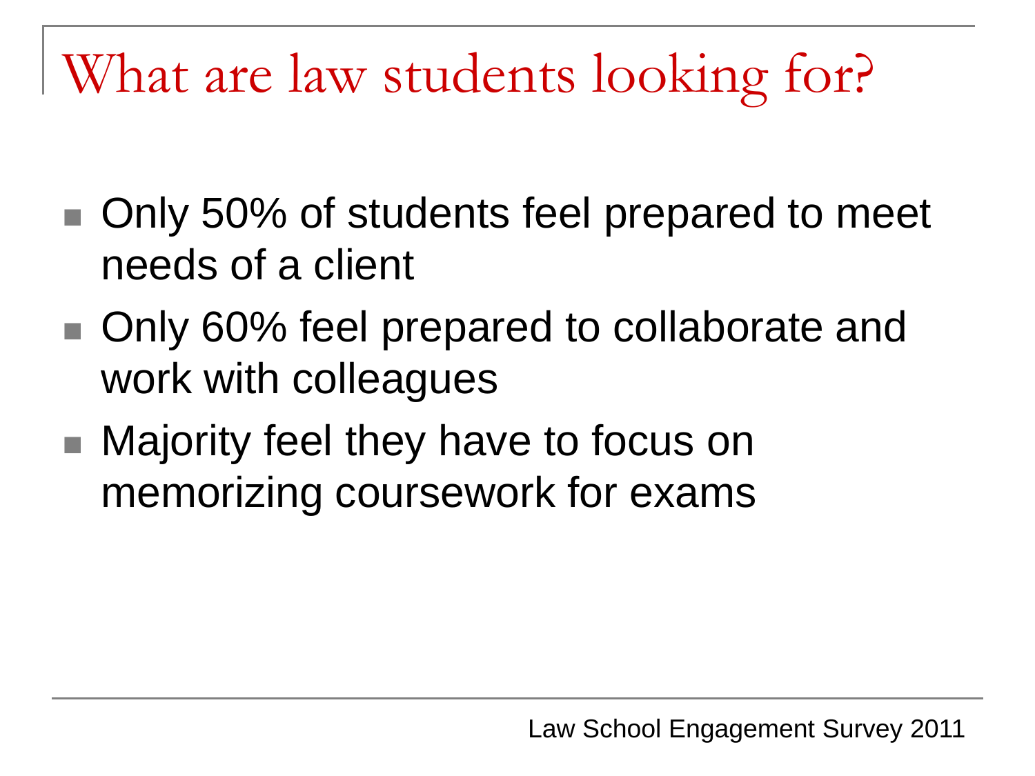# What are law students looking for?

- Only 50% of students feel prepared to meet needs of a client
- Only 60% feel prepared to collaborate and work with colleagues
- Majority feel they have to focus on memorizing coursework for exams

Law School Engagement Survey 2011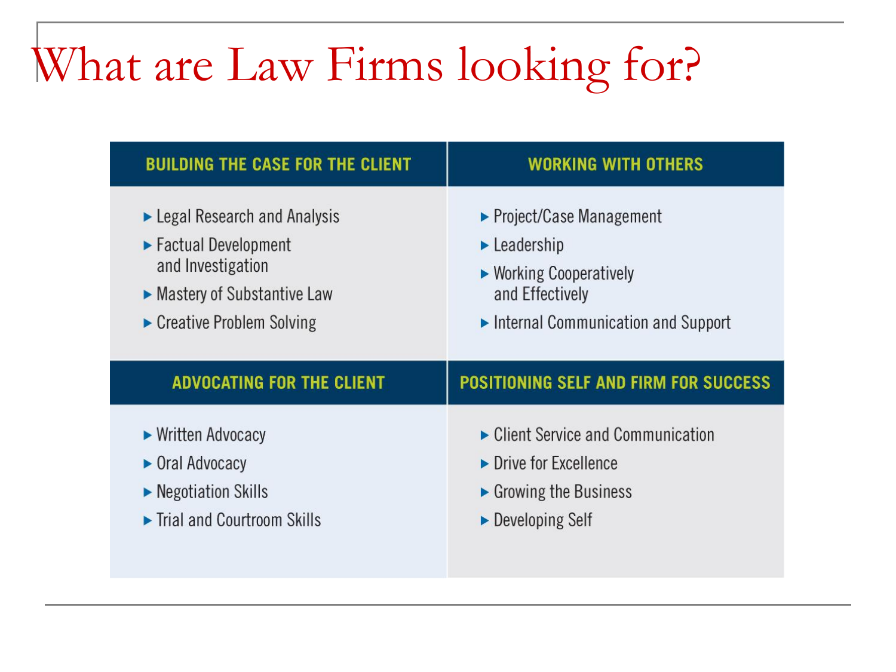# What are Law Firms looking for?

| BUILDING THE CASE FOR THE CLIENT | WORKING WITH OTHERS |
| --- | --- |
| ▸ Legal Research and Analysis<br>▸ Factual Development and Investigation<br>▸ Mastery of Substantive Law<br>▸ Creative Problem Solving | ▸ Project/Case Management<br>▸ Leadership<br>▸ Working Cooperatively and Effectively<br>▸ Internal Communication and Support |
| **ADVOCATING FOR THE CLIENT** | **POSITIONING SELF AND FIRM FOR SUCCESS** |
| ▸ Written Advocacy<br>▸ Oral Advocacy<br>▸ Negotiation Skills<br>▸ Trial and Courtroom Skills | ▸ Client Service and Communication<br>▸ Drive for Excellence<br>▸ Growing the Business<br>▸ Developing Self |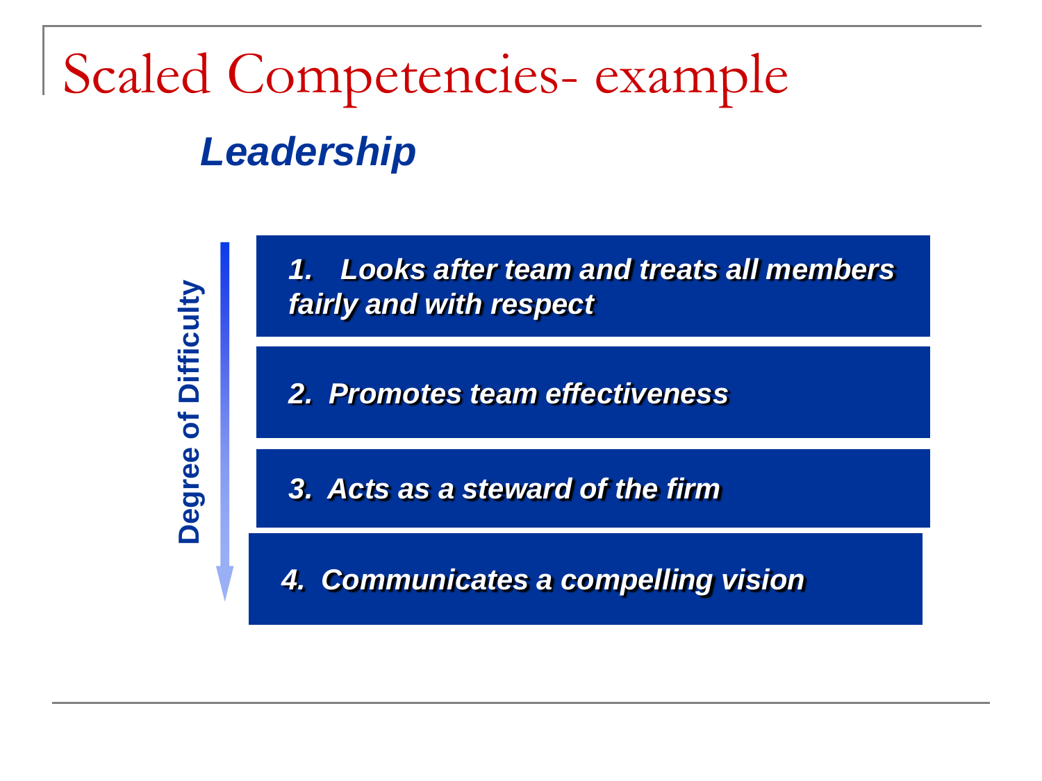# Scaled Competencies- example

## *Leadership*

**Degree of Difficulty** (increasing ↓)

1. ***Looks after team and treats all members fairly and with respect***
2. ***Promotes team effectiveness***
3. ***Acts as a steward of the firm***
4. ***Communicates a compelling vision***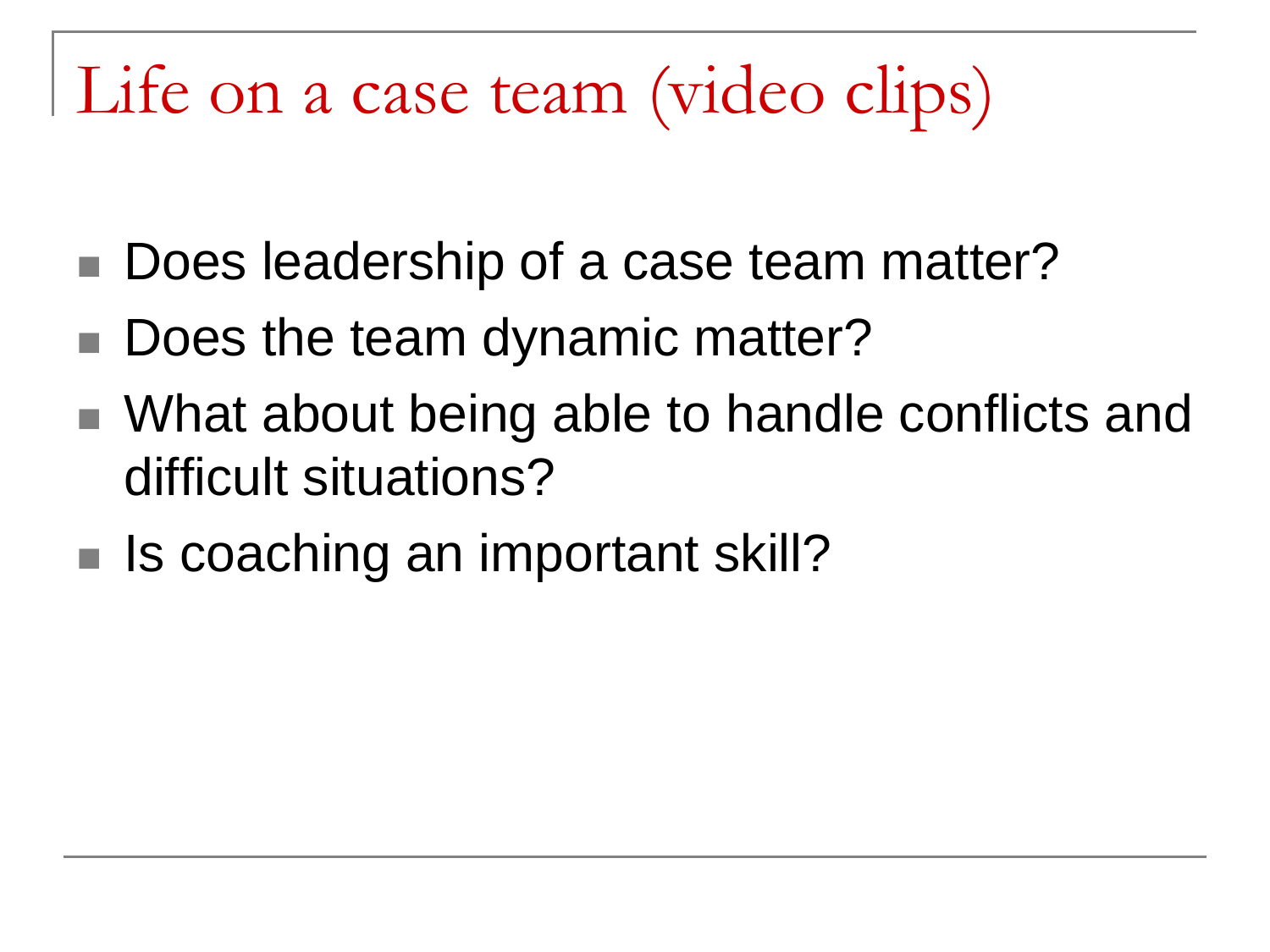# Life on a case team (video clips)

- Does leadership of a case team matter?
- Does the team dynamic matter?
- What about being able to handle conflicts and difficult situations?
- Is coaching an important skill?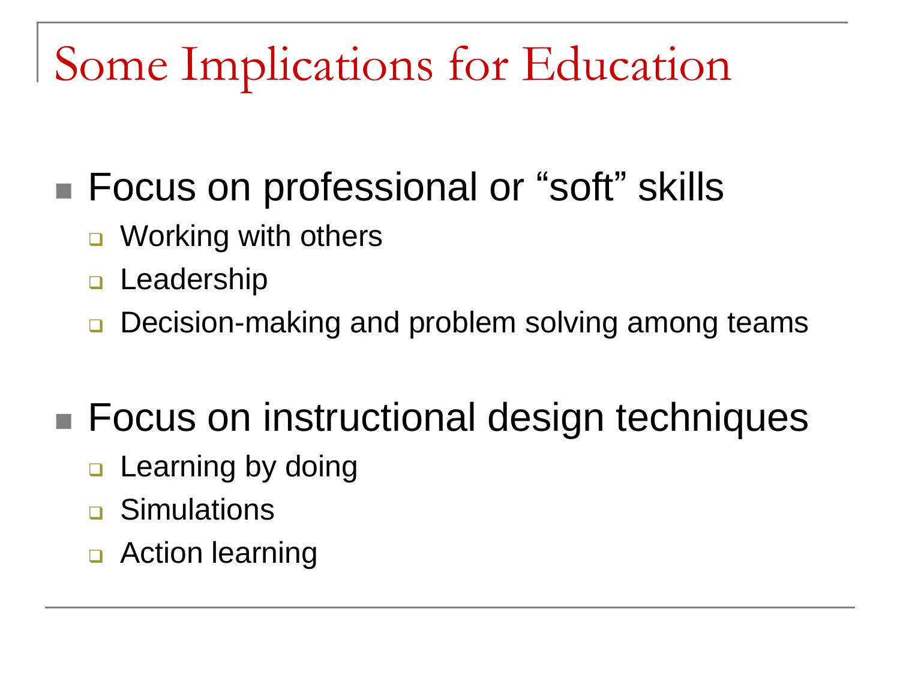# Some Implications for Education

- Focus on professional or “soft” skills
  - Working with others
  - Leadership
  - Decision-making and problem solving among teams
- Focus on instructional design techniques
  - Learning by doing
  - Simulations
  - Action learning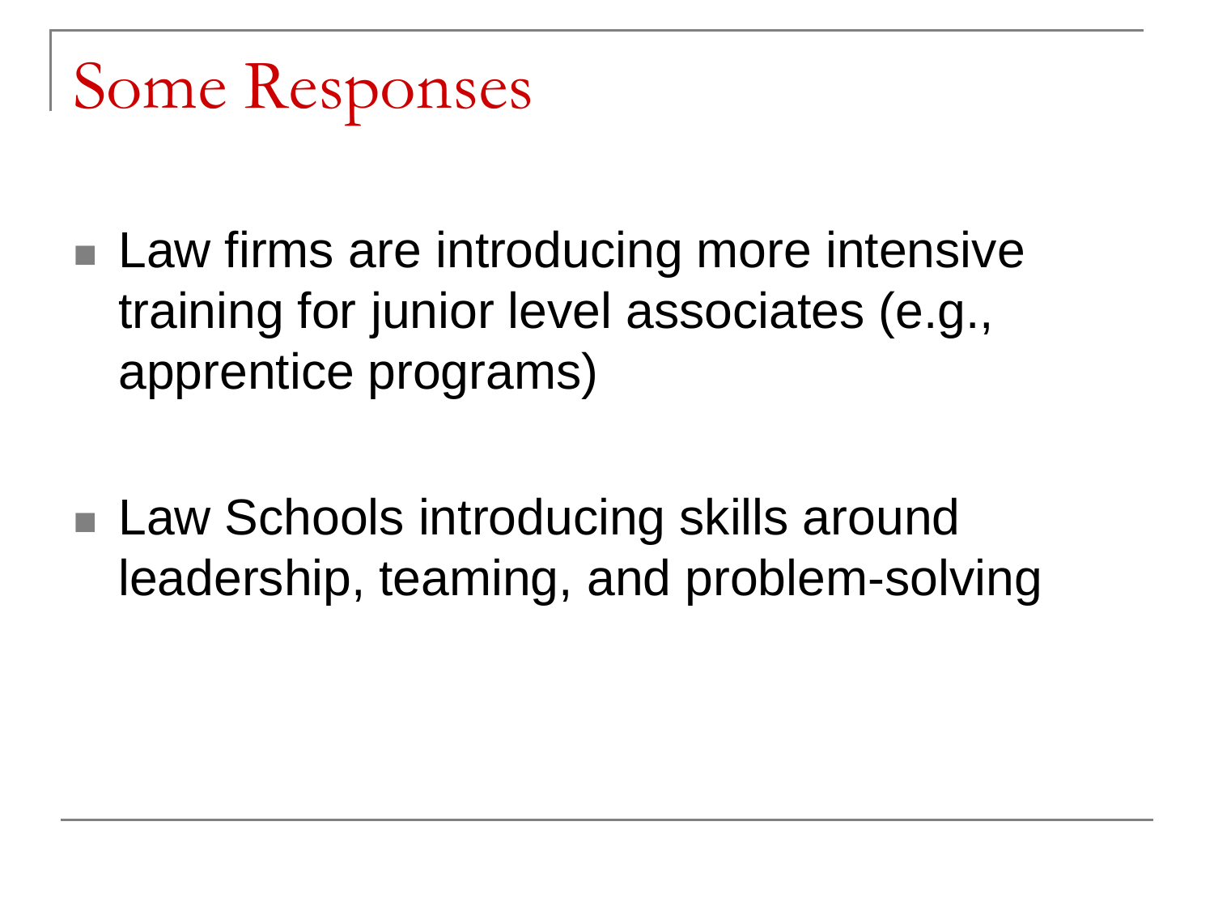# Some Responses

- Law firms are introducing more intensive training for junior level associates (e.g., apprentice programs)

- Law Schools introducing skills around leadership, teaming, and problem-solving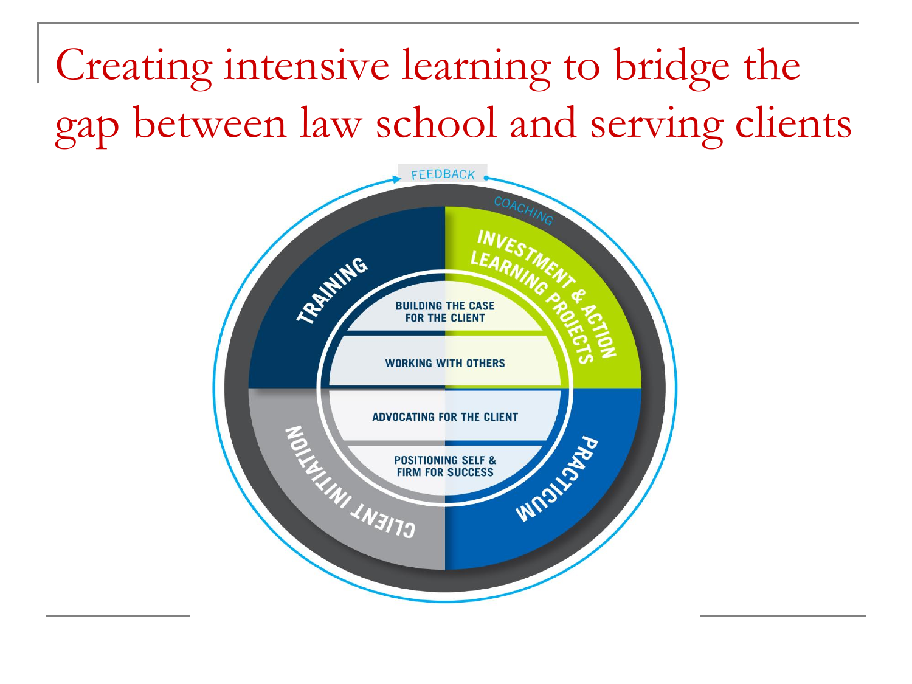# Creating intensive learning to bridge the gap between law school and serving clients

FEEDBACK

COACHING

TRAINING

INVESTMENT & ACTION LEARNING PROJECTS

CLIENT INITIATION

PRACTICUM

BUILDING THE CASE FOR THE CLIENT

WORKING WITH OTHERS

ADVOCATING FOR THE CLIENT

POSITIONING SELF & FIRM FOR SUCCESS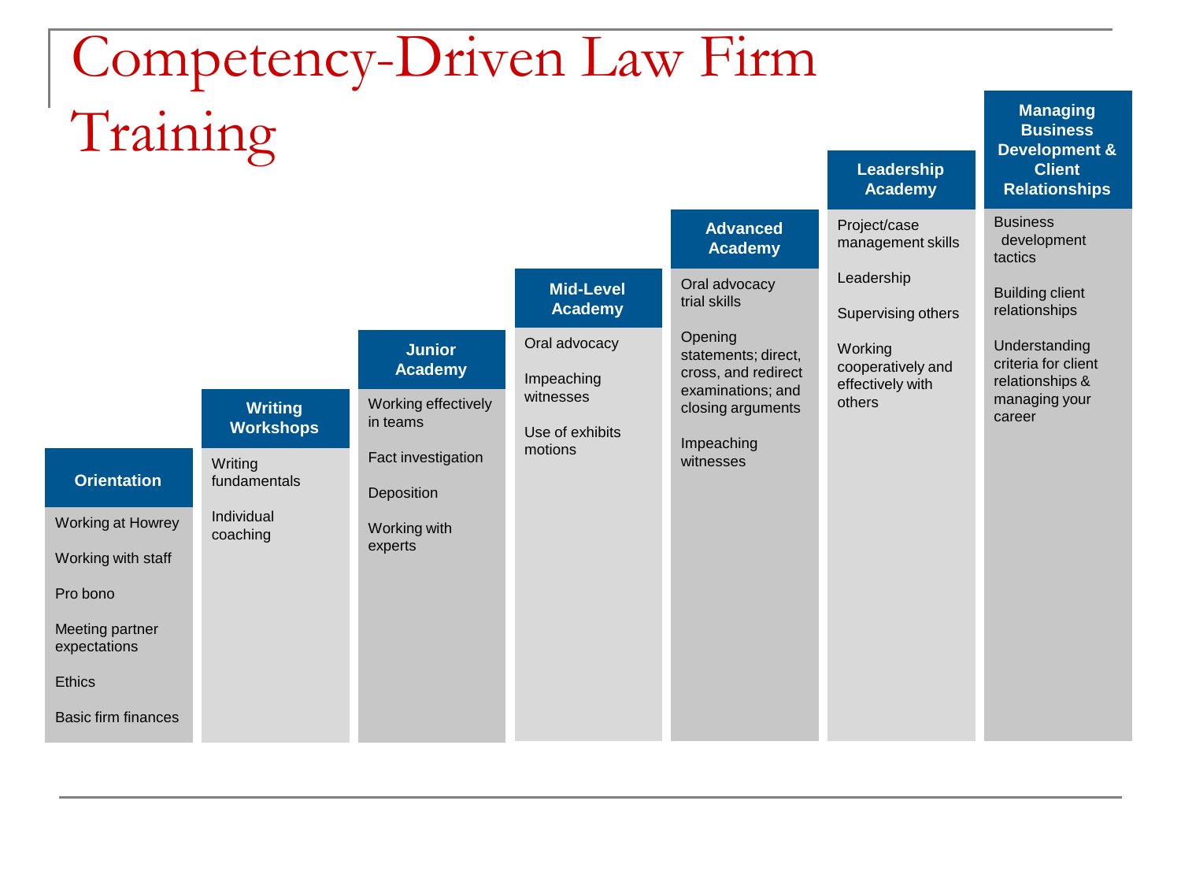# Competency-Driven Law Firm Training

## Orientation

- Working at Howrey
- Working with staff
- Pro bono
- Meeting partner expectations
- Ethics
- Basic firm finances

## Writing Workshops

- Writing fundamentals
- Individual coaching

## Junior Academy

- Working effectively in teams
- Fact investigation
- Deposition
- Working with experts

## Mid-Level Academy

- Oral advocacy
- Impeaching witnesses
- Use of exhibits motions

## Advanced Academy

- Oral advocacy trial skills
- Opening statements; direct, cross, and redirect examinations; and closing arguments
- Impeaching witnesses

## Leadership Academy

- Project/case management skills
- Leadership
- Supervising others
- Working cooperatively and effectively with others

## Managing Business Development & Client Relationships

- Business development tactics
- Building client relationships
- Understanding criteria for client relationships & managing your career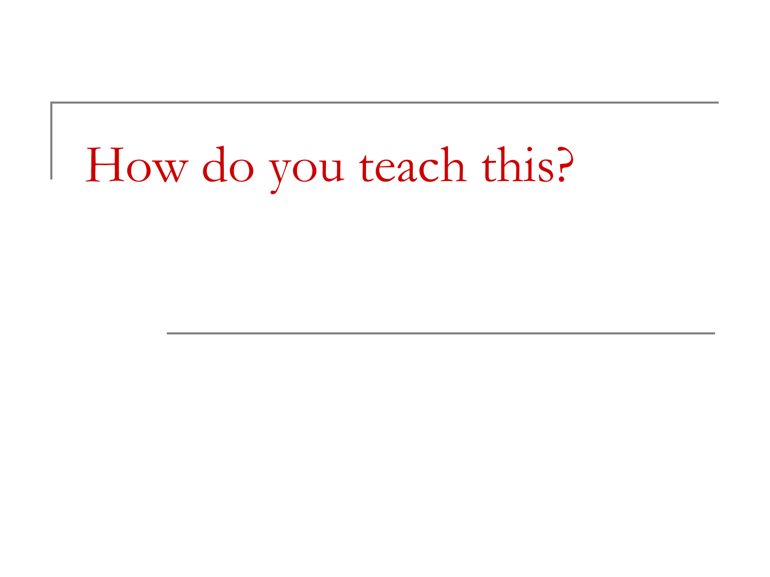# How do you teach this?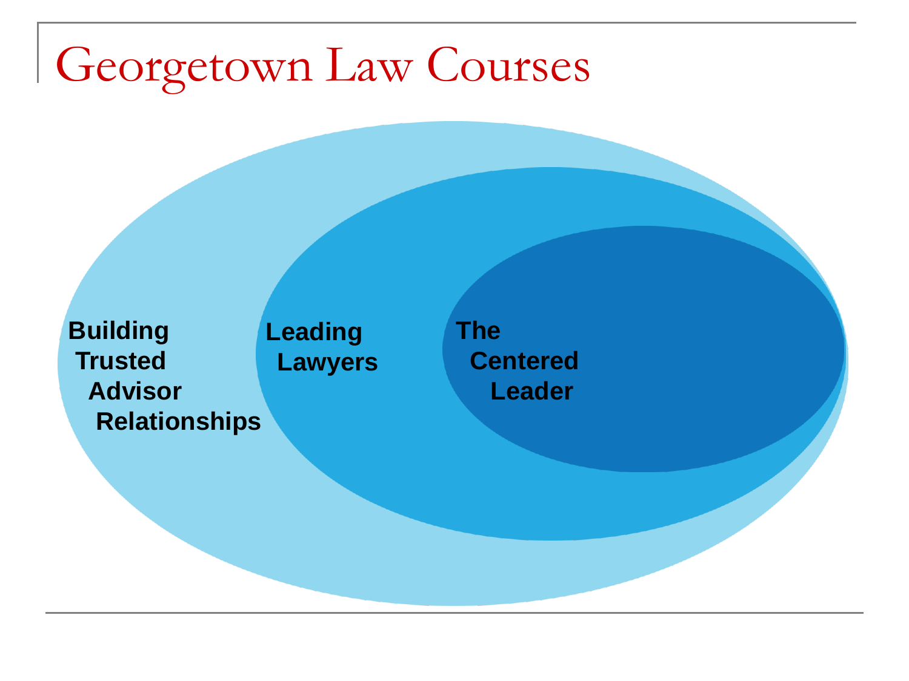# Georgetown Law Courses

Building Trusted Advisor Relationships

Leading Lawyers

The Centered Leader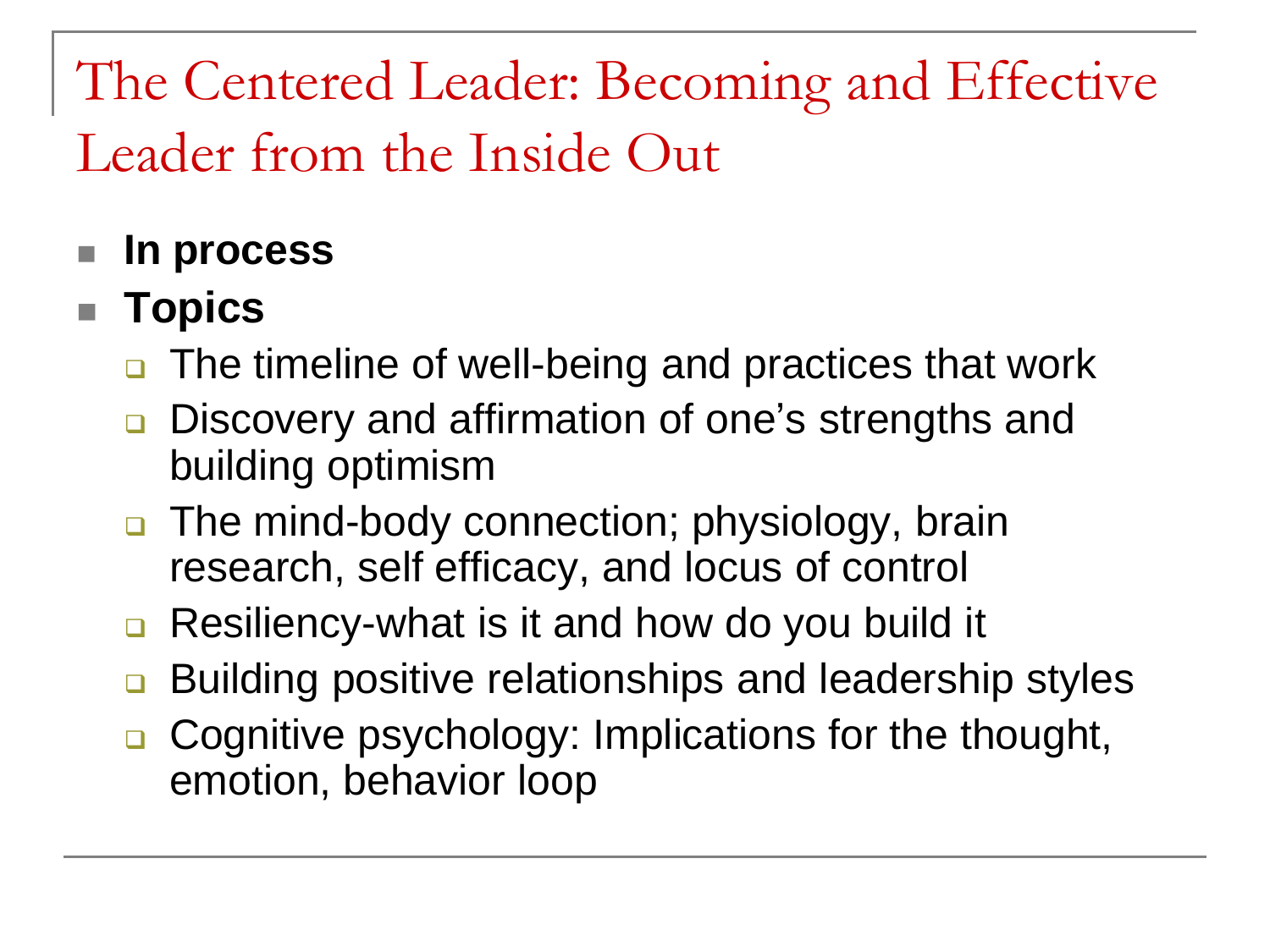# The Centered Leader: Becoming and Effective Leader from the Inside Out

- **In process**
- **Topics**
  - The timeline of well-being and practices that work
  - Discovery and affirmation of one's strengths and building optimism
  - The mind-body connection; physiology, brain research, self efficacy, and locus of control
  - Resiliency-what is it and how do you build it
  - Building positive relationships and leadership styles
  - Cognitive psychology: Implications for the thought, emotion, behavior loop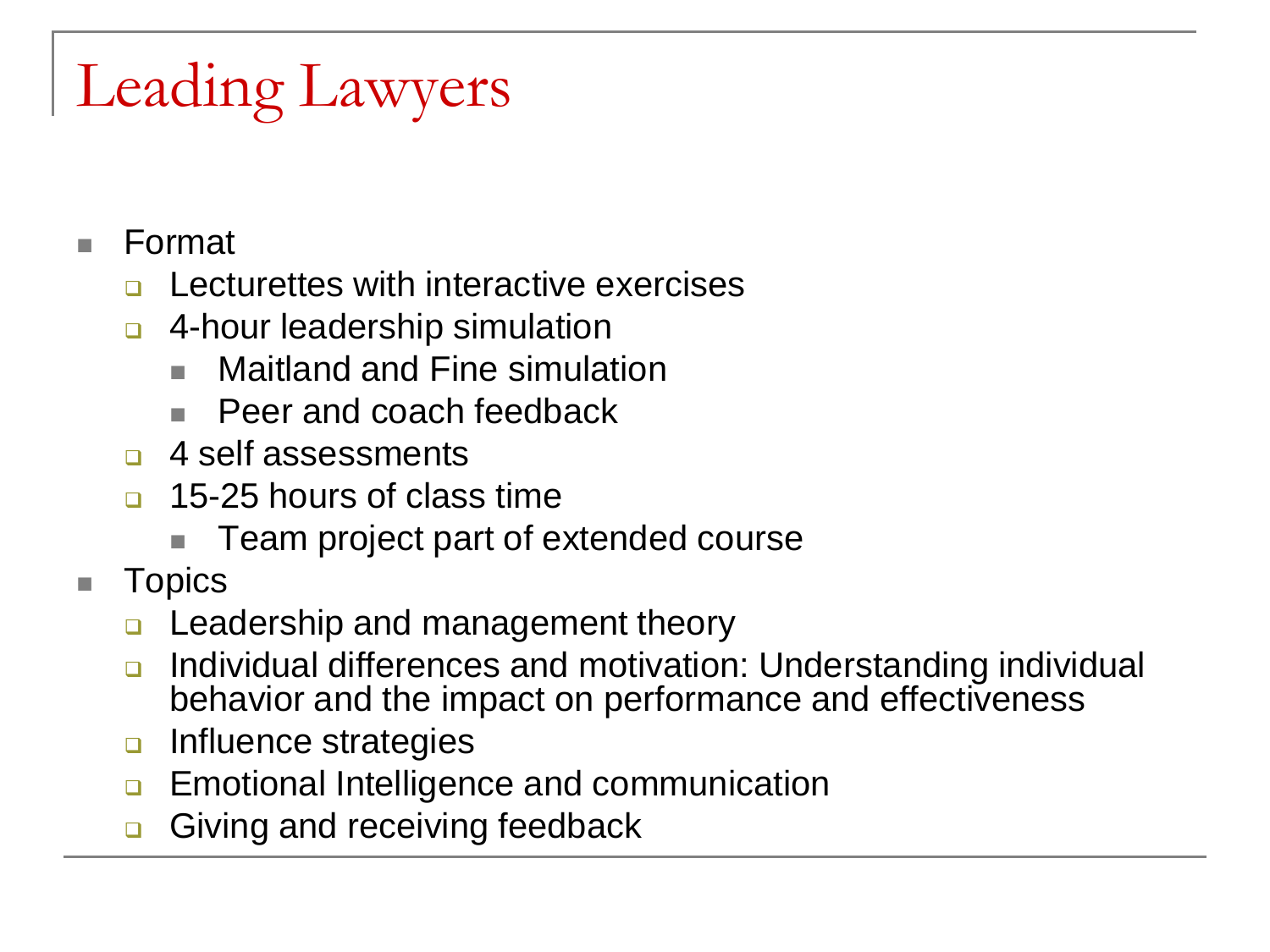# Leading Lawyers

- Format
  - Lecturettes with interactive exercises
  - 4-hour leadership simulation
    - Maitland and Fine simulation
    - Peer and coach feedback
  - 4 self assessments
  - 15-25 hours of class time
    - Team project part of extended course
- Topics
  - Leadership and management theory
  - Individual differences and motivation: Understanding individual behavior and the impact on performance and effectiveness
  - Influence strategies
  - Emotional Intelligence and communication
  - Giving and receiving feedback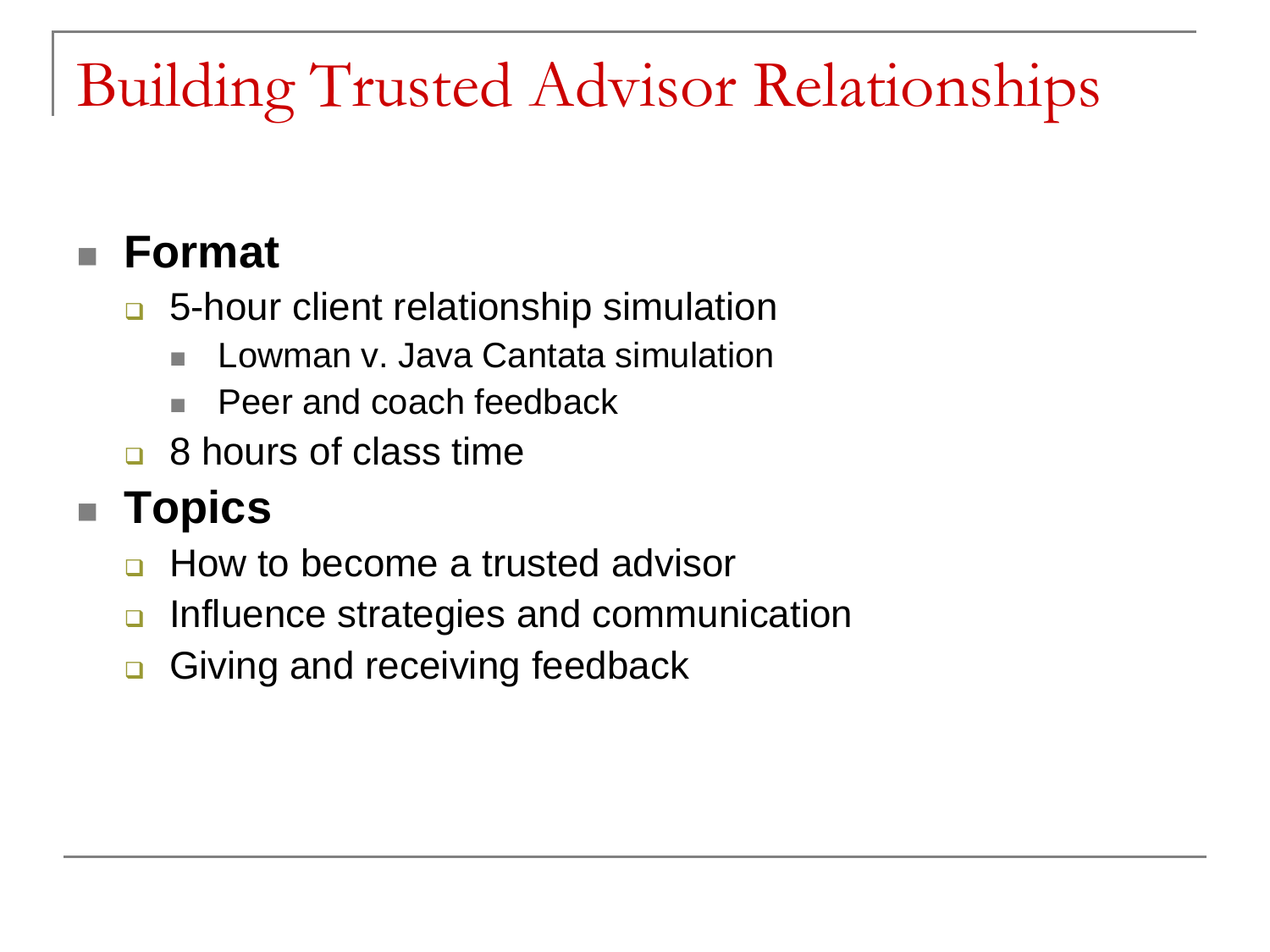# Building Trusted Advisor Relationships

- **Format**
  - 5-hour client relationship simulation
    - Lowman v. Java Cantata simulation
    - Peer and coach feedback
  - 8 hours of class time
- **Topics**
  - How to become a trusted advisor
  - Influence strategies and communication
  - Giving and receiving feedback